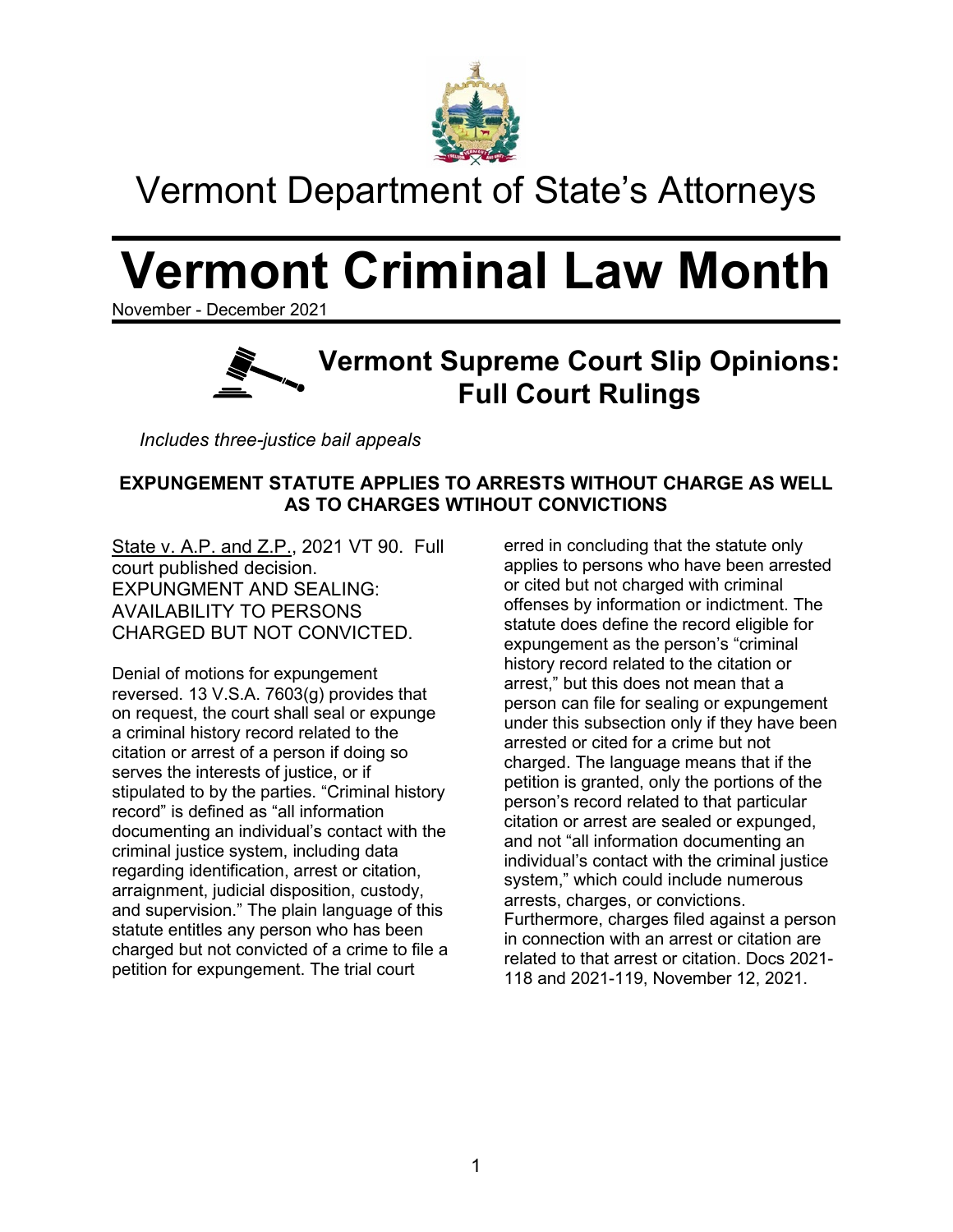Vermont Department of State's Attorneys

# Vermont Criminal Law Month

November - December 2021

## Vermont Supreme Court Slip Opinions: Full Court Rulings

*Includes three-justice bail appeals*

### EXPUNGEMENT STATUTE APPLIES TO ARRESTS WITHOUT CHARGE AS WELL AS TO CHARGES WTIHOUT CONVICTIONS

State v. A.P. and Z.P., 2021 VT 90. Full court published decision. EXPUNGMENT AND SEALING: AVAILABILITY TO PERSONS CHARGED BUT NOT CONVICTED.

Denial of motions for expungement reversed. 13 V.S.A. 7603(g) provides that on request, the court shall seal or expunge a criminal history record related to the citation or arrest of a person if doing so serves the interests of justice, or if stipulated to by the parties. "Criminal history record" is defined as "all information documenting an individual's contact with the criminal justice system, including data regarding identification, arrest or citation, arraignment, judicial disposition, custody, and supervision." The plain language of this statute entitles any person who has been charged but not convicted of a crime to file a petition for expungement. The trial court erred in concluding that the statute only applies to persons who have been arrested or cited but not charged with criminal offenses by information or indictment. The statute does define the record eligible for expungement as the person's "criminal history record related to the citation or arrest," but this does not mean that a person can file for sealing or expungement under this subsection only if they have been arrested or cited for a crime but not charged. The language means that if the petition is granted, only the portions of the person's record related to that particular citation or arrest are sealed or expunged, and not "all information documenting an individual's contact with the criminal justice system," which could include numerous arrests, charges, or convictions. Furthermore, charges filed against a person in connection with an arrest or citation are related to that arrest or citation. Docs 2021-118 and 2021-119, November 12, 2021.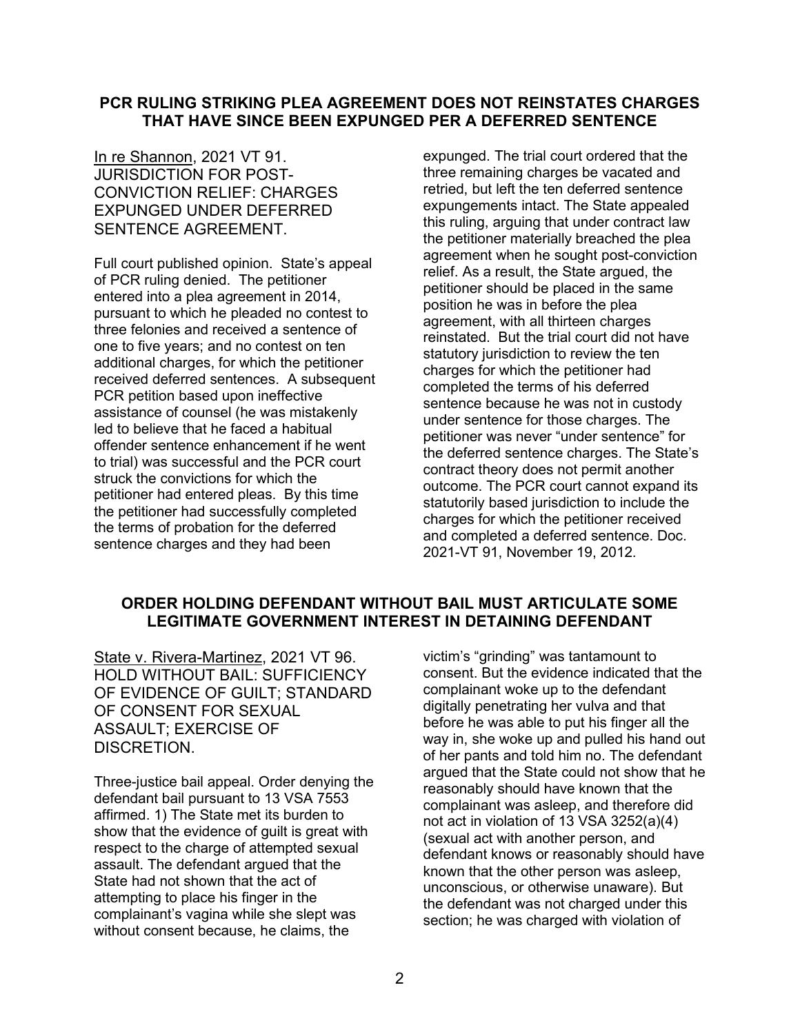## PCR RULING STRIKING PLEA AGREEMENT DOES NOT REINSTATES CHARGES THAT HAVE SINCE BEEN EXPUNGED PER A DEFERRED SENTENCE

In re Shannon, 2021 VT 91. JURISDICTION FOR POST-CONVICTION RELIEF: CHARGES EXPUNGED UNDER DEFERRED SENTENCE AGREEMENT.

Full court published opinion. State's appeal of PCR ruling denied. The petitioner entered into a plea agreement in 2014, pursuant to which he pleaded no contest to three felonies and received a sentence of one to five years; and no contest on ten additional charges, for which the petitioner received deferred sentences. A subsequent PCR petition based upon ineffective assistance of counsel (he was mistakenly led to believe that he faced a habitual offender sentence enhancement if he went to trial) was successful and the PCR court struck the convictions for which the petitioner had entered pleas. By this time the petitioner had successfully completed the terms of probation for the deferred sentence charges and they had been expunged. The trial court ordered that the three remaining charges be vacated and retried, but left the ten deferred sentence expungements intact. The State appealed this ruling, arguing that under contract law the petitioner materially breached the plea agreement when he sought post-conviction relief. As a result, the State argued, the petitioner should be placed in the same position he was in before the plea agreement, with all thirteen charges reinstated. But the trial court did not have statutory jurisdiction to review the ten charges for which the petitioner had completed the terms of his deferred sentence because he was not in custody under sentence for those charges. The petitioner was never "under sentence" for the deferred sentence charges. The State's contract theory does not permit another outcome. The PCR court cannot expand its statutorily based jurisdiction to include the charges for which the petitioner received and completed a deferred sentence. Doc. 2021-VT 91, November 19, 2012.

## ORDER HOLDING DEFENDANT WITHOUT BAIL MUST ARTICULATE SOME LEGITIMATE GOVERNMENT INTEREST IN DETAINING DEFENDANT

State v. Rivera-Martinez, 2021 VT 96. HOLD WITHOUT BAIL: SUFFICIENCY OF EVIDENCE OF GUILT; STANDARD OF CONSENT FOR SEXUAL ASSAULT; EXERCISE OF DISCRETION.

Three-justice bail appeal. Order denying the defendant bail pursuant to 13 VSA 7553 affirmed. 1) The State met its burden to show that the evidence of guilt is great with respect to the charge of attempted sexual assault. The defendant argued that the State had not shown that the act of attempting to place his finger in the complainant's vagina while she slept was without consent because, he claims, the victim's "grinding" was tantamount to consent. But the evidence indicated that the complainant woke up to the defendant digitally penetrating her vulva and that before he was able to put his finger all the way in, she woke up and pulled his hand out of her pants and told him no. The defendant argued that the State could not show that he reasonably should have known that the complainant was asleep, and therefore did not act in violation of 13 VSA 3252(a)(4) (sexual act with another person, and defendant knows or reasonably should have known that the other person was asleep, unconscious, or otherwise unaware). But the defendant was not charged under this section; he was charged with violation of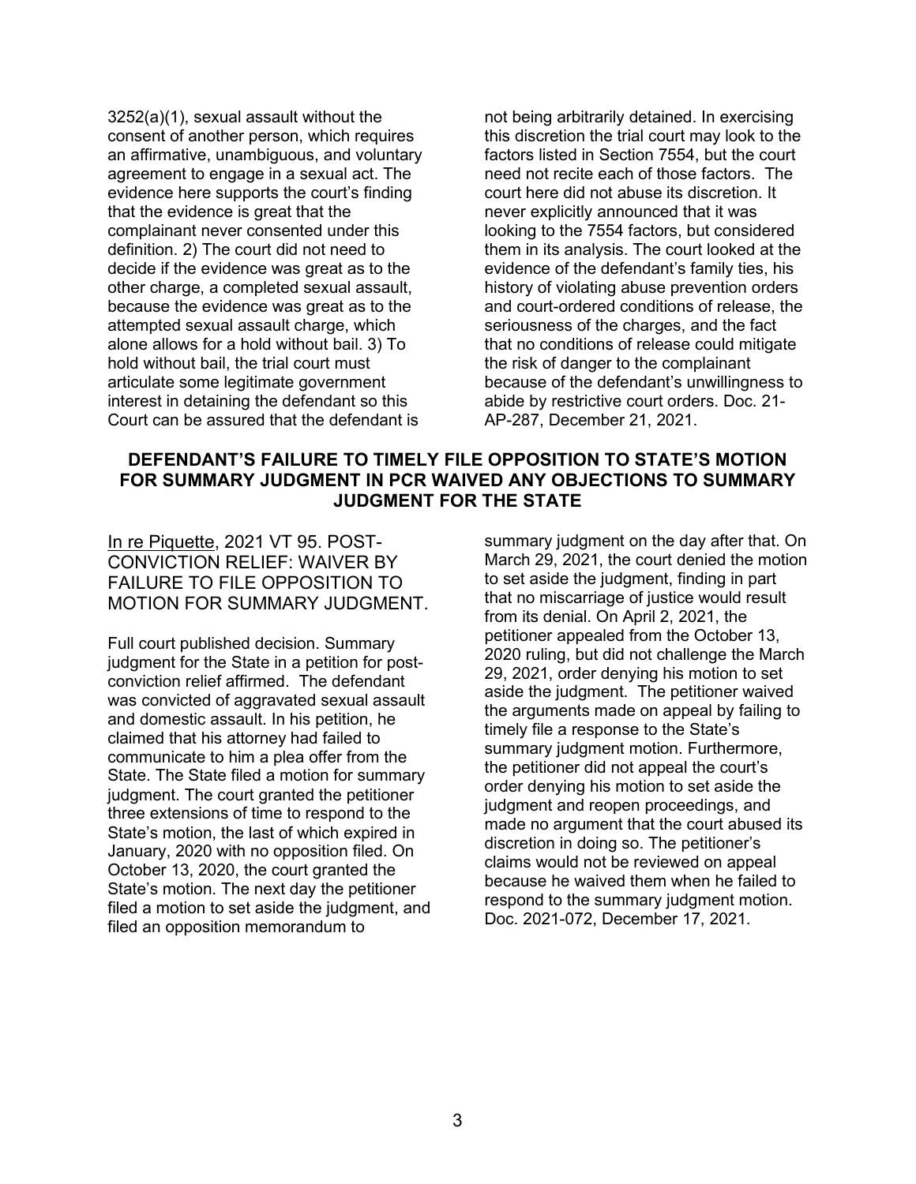3252(a)(1), sexual assault without the consent of another person, which requires an affirmative, unambiguous, and voluntary agreement to engage in a sexual act. The evidence here supports the court's finding that the evidence is great that the complainant never consented under this definition. 2) The court did not need to decide if the evidence was great as to the other charge, a completed sexual assault, because the evidence was great as to the attempted sexual assault charge, which alone allows for a hold without bail. 3) To hold without bail, the trial court must articulate some legitimate government interest in detaining the defendant so this Court can be assured that the defendant is not being arbitrarily detained. In exercising this discretion the trial court may look to the factors listed in Section 7554, but the court need not recite each of those factors. The court here did not abuse its discretion. It never explicitly announced that it was looking to the 7554 factors, but considered them in its analysis. The court looked at the evidence of the defendant's family ties, his history of violating abuse prevention orders and court-ordered conditions of release, the seriousness of the charges, and the fact that no conditions of release could mitigate the risk of danger to the complainant because of the defendant's unwillingness to abide by restrictive court orders. Doc. 21-AP-287, December 21, 2021.

## DEFENDANT'S FAILURE TO TIMELY FILE OPPOSITION TO STATE'S MOTION FOR SUMMARY JUDGMENT IN PCR WAIVED ANY OBJECTIONS TO SUMMARY JUDGMENT FOR THE STATE

In re Piquette, 2021 VT 95. POST-CONVICTION RELIEF: WAIVER BY FAILURE TO FILE OPPOSITION TO MOTION FOR SUMMARY JUDGMENT.

Full court published decision. Summary judgment for the State in a petition for post-conviction relief affirmed. The defendant was convicted of aggravated sexual assault and domestic assault. In his petition, he claimed that his attorney had failed to communicate to him a plea offer from the State. The State filed a motion for summary judgment. The court granted the petitioner three extensions of time to respond to the State's motion, the last of which expired in January, 2020 with no opposition filed. On October 13, 2020, the court granted the State's motion. The next day the petitioner filed a motion to set aside the judgment, and filed an opposition memorandum to summary judgment on the day after that. On March 29, 2021, the court denied the motion to set aside the judgment, finding in part that no miscarriage of justice would result from its denial. On April 2, 2021, the petitioner appealed from the October 13, 2020 ruling, but did not challenge the March 29, 2021, order denying his motion to set aside the judgment. The petitioner waived the arguments made on appeal by failing to timely file a response to the State's summary judgment motion. Furthermore, the petitioner did not appeal the court's order denying his motion to set aside the judgment and reopen proceedings, and made no argument that the court abused its discretion in doing so. The petitioner's claims would not be reviewed on appeal because he waived them when he failed to respond to the summary judgment motion. Doc. 2021-072, December 17, 2021.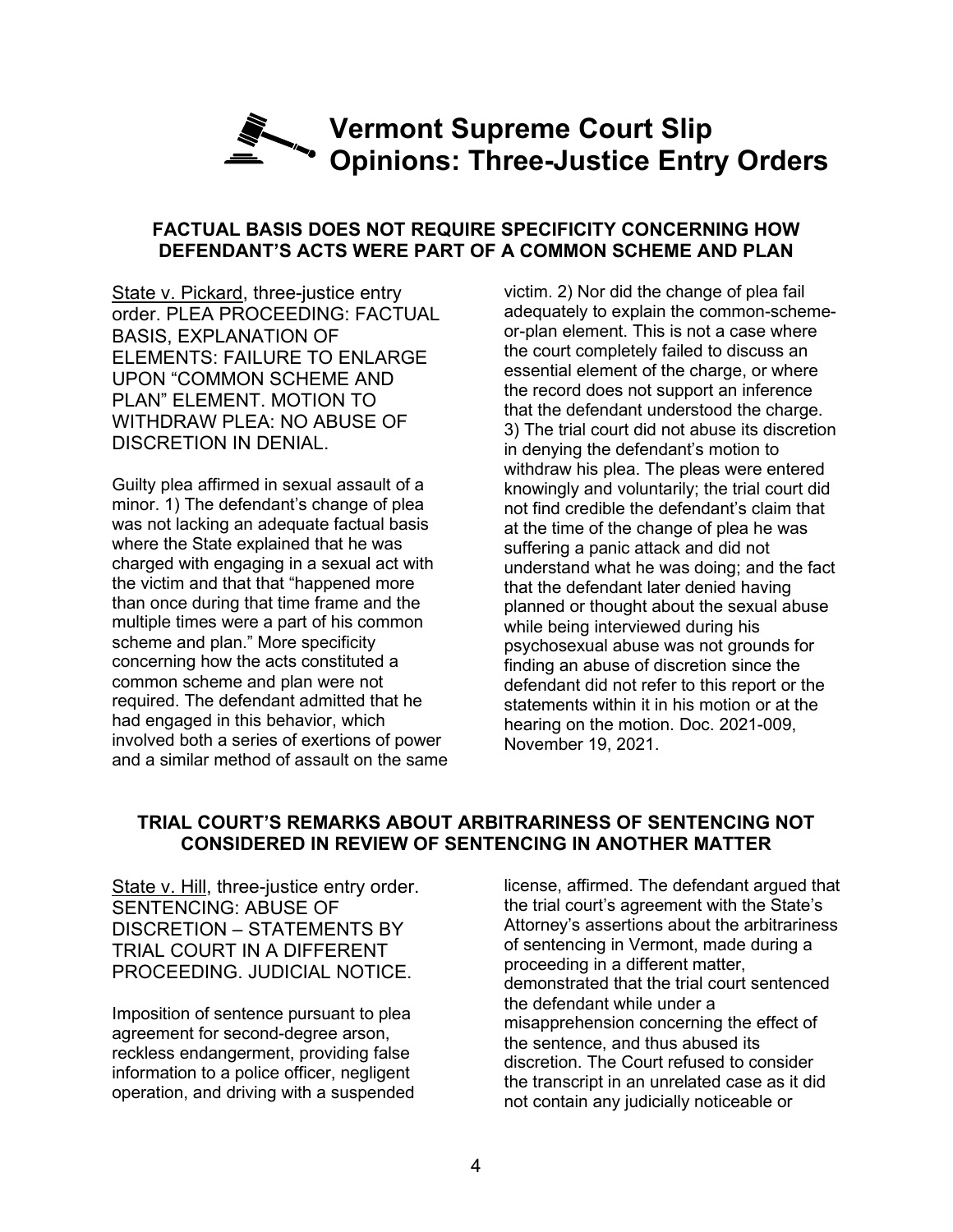# Vermont Supreme Court Slip Opinions: Three-Justice Entry Orders

### FACTUAL BASIS DOES NOT REQUIRE SPECIFICITY CONCERNING HOW DEFENDANT'S ACTS WERE PART OF A COMMON SCHEME AND PLAN

State v. Pickard, three-justice entry order. PLEA PROCEEDING: FACTUAL BASIS, EXPLANATION OF ELEMENTS: FAILURE TO ENLARGE UPON "COMMON SCHEME AND PLAN" ELEMENT. MOTION TO WITHDRAW PLEA: NO ABUSE OF DISCRETION IN DENIAL.

Guilty plea affirmed in sexual assault of a minor. 1) The defendant's change of plea was not lacking an adequate factual basis where the State explained that he was charged with engaging in a sexual act with the victim and that that "happened more than once during that time frame and the multiple times were a part of his common scheme and plan." More specificity concerning how the acts constituted a common scheme and plan were not required. The defendant admitted that he had engaged in this behavior, which involved both a series of exertions of power and a similar method of assault on the same victim. 2) Nor did the change of plea fail adequately to explain the common-scheme-or-plan element. This is not a case where the court completely failed to discuss an essential element of the charge, or where the record does not support an inference that the defendant understood the charge. 3) The trial court did not abuse its discretion in denying the defendant's motion to withdraw his plea. The pleas were entered knowingly and voluntarily; the trial court did not find credible the defendant's claim that at the time of the change of plea he was suffering a panic attack and did not understand what he was doing; and the fact that the defendant later denied having planned or thought about the sexual abuse while being interviewed during his psychosexual abuse was not grounds for finding an abuse of discretion since the defendant did not refer to this report or the statements within it in his motion or at the hearing on the motion. Doc. 2021-009, November 19, 2021.

### TRIAL COURT'S REMARKS ABOUT ARBITRARINESS OF SENTENCING NOT CONSIDERED IN REVIEW OF SENTENCING IN ANOTHER MATTER

State v. Hill, three-justice entry order. SENTENCING: ABUSE OF DISCRETION – STATEMENTS BY TRIAL COURT IN A DIFFERENT PROCEEDING. JUDICIAL NOTICE.

Imposition of sentence pursuant to plea agreement for second-degree arson, reckless endangerment, providing false information to a police officer, negligent operation, and driving with a suspended license, affirmed. The defendant argued that the trial court's agreement with the State's Attorney's assertions about the arbitrariness of sentencing in Vermont, made during a proceeding in a different matter, demonstrated that the trial court sentenced the defendant while under a misapprehension concerning the effect of the sentence, and thus abused its discretion. The Court refused to consider the transcript in an unrelated case as it did not contain any judicially noticeable or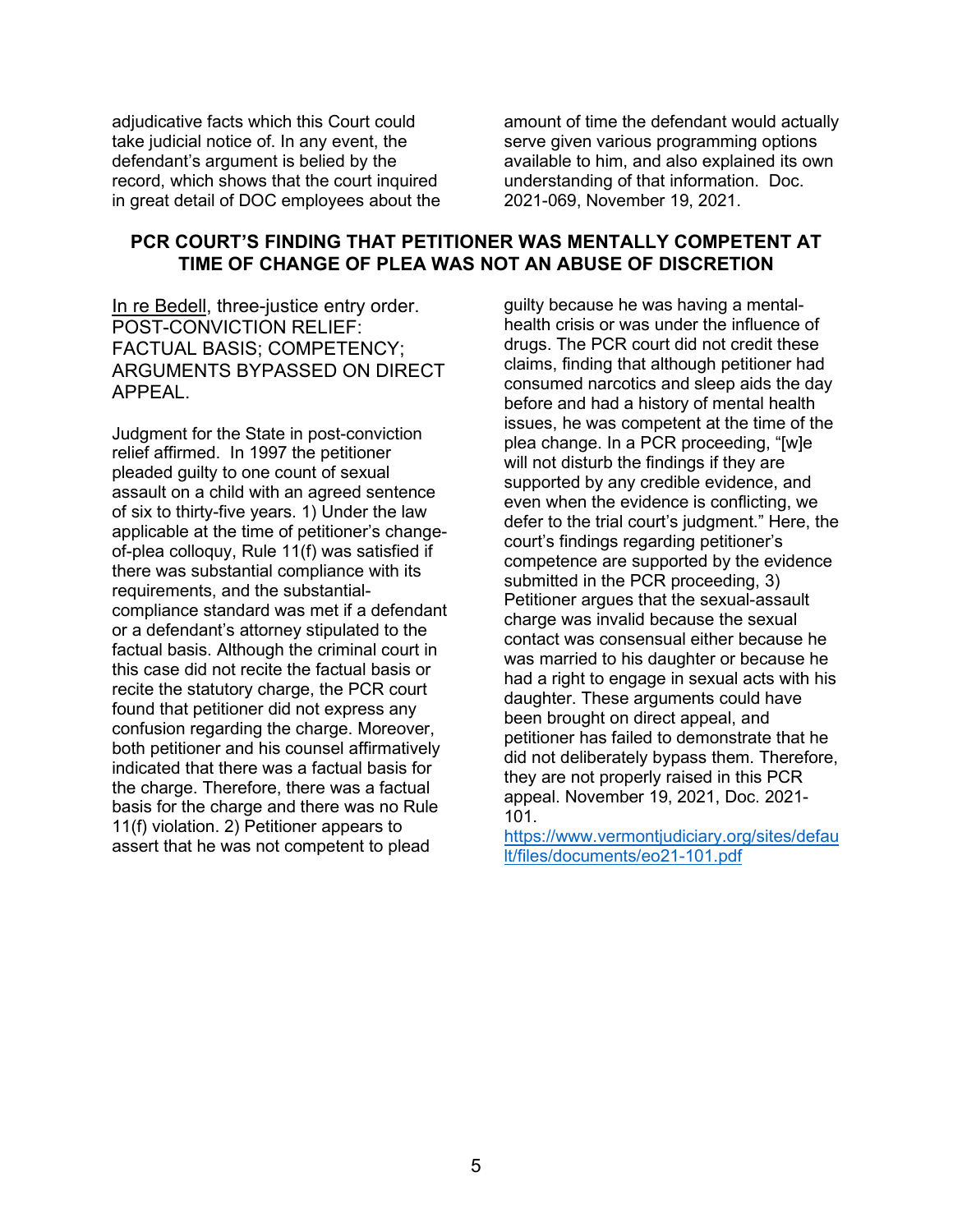adjudicative facts which this Court could take judicial notice of. In any event, the defendant's argument is belied by the record, which shows that the court inquired in great detail of DOC employees about the amount of time the defendant would actually serve given various programming options available to him, and also explained its own understanding of that information. Doc. 2021-069, November 19, 2021.

## PCR COURT'S FINDING THAT PETITIONER WAS MENTALLY COMPETENT AT TIME OF CHANGE OF PLEA WAS NOT AN ABUSE OF DISCRETION

In re Bedell, three-justice entry order. POST-CONVICTION RELIEF: FACTUAL BASIS; COMPETENCY; ARGUMENTS BYPASSED ON DIRECT APPEAL.

Judgment for the State in post-conviction relief affirmed. In 1997 the petitioner pleaded guilty to one count of sexual assault on a child with an agreed sentence of six to thirty-five years. 1) Under the law applicable at the time of petitioner's change-of-plea colloquy, Rule 11(f) was satisfied if there was substantial compliance with its requirements, and the substantial-compliance standard was met if a defendant or a defendant's attorney stipulated to the factual basis. Although the criminal court in this case did not recite the factual basis or recite the statutory charge, the PCR court found that petitioner did not express any confusion regarding the charge. Moreover, both petitioner and his counsel affirmatively indicated that there was a factual basis for the charge. Therefore, there was a factual basis for the charge and there was no Rule 11(f) violation. 2) Petitioner appears to assert that he was not competent to plead guilty because he was having a mental-health crisis or was under the influence of drugs. The PCR court did not credit these claims, finding that although petitioner had consumed narcotics and sleep aids the day before and had a history of mental health issues, he was competent at the time of the plea change. In a PCR proceeding, "[w]e will not disturb the findings if they are supported by any credible evidence, and even when the evidence is conflicting, we defer to the trial court's judgment." Here, the court's findings regarding petitioner's competence are supported by the evidence submitted in the PCR proceeding, 3) Petitioner argues that the sexual-assault charge was invalid because the sexual contact was consensual either because he was married to his daughter or because he had a right to engage in sexual acts with his daughter. These arguments could have been brought on direct appeal, and petitioner has failed to demonstrate that he did not deliberately bypass them. Therefore, they are not properly raised in this PCR appeal. November 19, 2021, Doc. 2021-101.
[https://www.vermontjudiciary.org/sites/default/files/documents/eo21-101.pdf](https://www.vermontjudiciary.org/sites/default/files/documents/eo21-101.pdf)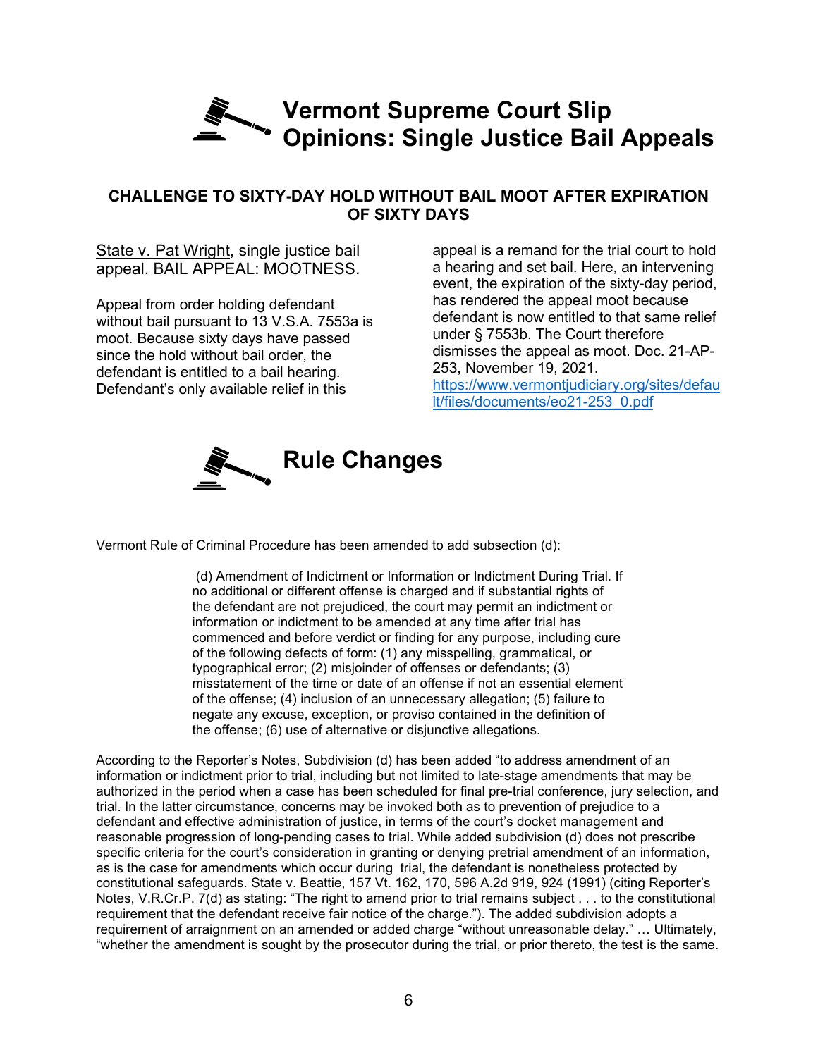# Vermont Supreme Court Slip Opinions: Single Justice Bail Appeals

### CHALLENGE TO SIXTY-DAY HOLD WITHOUT BAIL MOOT AFTER EXPIRATION OF SIXTY DAYS

State v. Pat Wright, single justice bail appeal. BAIL APPEAL: MOOTNESS.

Appeal from order holding defendant without bail pursuant to 13 V.S.A. 7553a is moot. Because sixty days have passed since the hold without bail order, the defendant is entitled to a bail hearing. Defendant's only available relief in this appeal is a remand for the trial court to hold a hearing and set bail. Here, an intervening event, the expiration of the sixty-day period, has rendered the appeal moot because defendant is now entitled to that same relief under § 7553b. The Court therefore dismisses the appeal as moot. Doc. 21-AP-253, November 19, 2021. https://www.vermontjudiciary.org/sites/default/files/documents/eo21-253_0.pdf

# Rule Changes

Vermont Rule of Criminal Procedure has been amended to add subsection (d):

> (d) Amendment of Indictment or Information or Indictment During Trial. If no additional or different offense is charged and if substantial rights of the defendant are not prejudiced, the court may permit an indictment or information or indictment to be amended at any time after trial has commenced and before verdict or finding for any purpose, including cure of the following defects of form: (1) any misspelling, grammatical, or typographical error; (2) misjoinder of offenses or defendants; (3) misstatement of the time or date of an offense if not an essential element of the offense; (4) inclusion of an unnecessary allegation; (5) failure to negate any excuse, exception, or proviso contained in the definition of the offense; (6) use of alternative or disjunctive allegations.

According to the Reporter's Notes, Subdivision (d) has been added "to address amendment of an information or indictment prior to trial, including but not limited to late-stage amendments that may be authorized in the period when a case has been scheduled for final pre-trial conference, jury selection, and trial. In the latter circumstance, concerns may be invoked both as to prevention of prejudice to a defendant and effective administration of justice, in terms of the court's docket management and reasonable progression of long-pending cases to trial. While added subdivision (d) does not prescribe specific criteria for the court's consideration in granting or denying pretrial amendment of an information, as is the case for amendments which occur during trial, the defendant is nonetheless protected by constitutional safeguards. State v. Beattie, 157 Vt. 162, 170, 596 A.2d 919, 924 (1991) (citing Reporter's Notes, V.R.Cr.P. 7(d) as stating: "The right to amend prior to trial remains subject . . . to the constitutional requirement that the defendant receive fair notice of the charge."). The added subdivision adopts a requirement of arraignment on an amended or added charge "without unreasonable delay." … Ultimately, "whether the amendment is sought by the prosecutor during the trial, or prior thereto, the test is the same.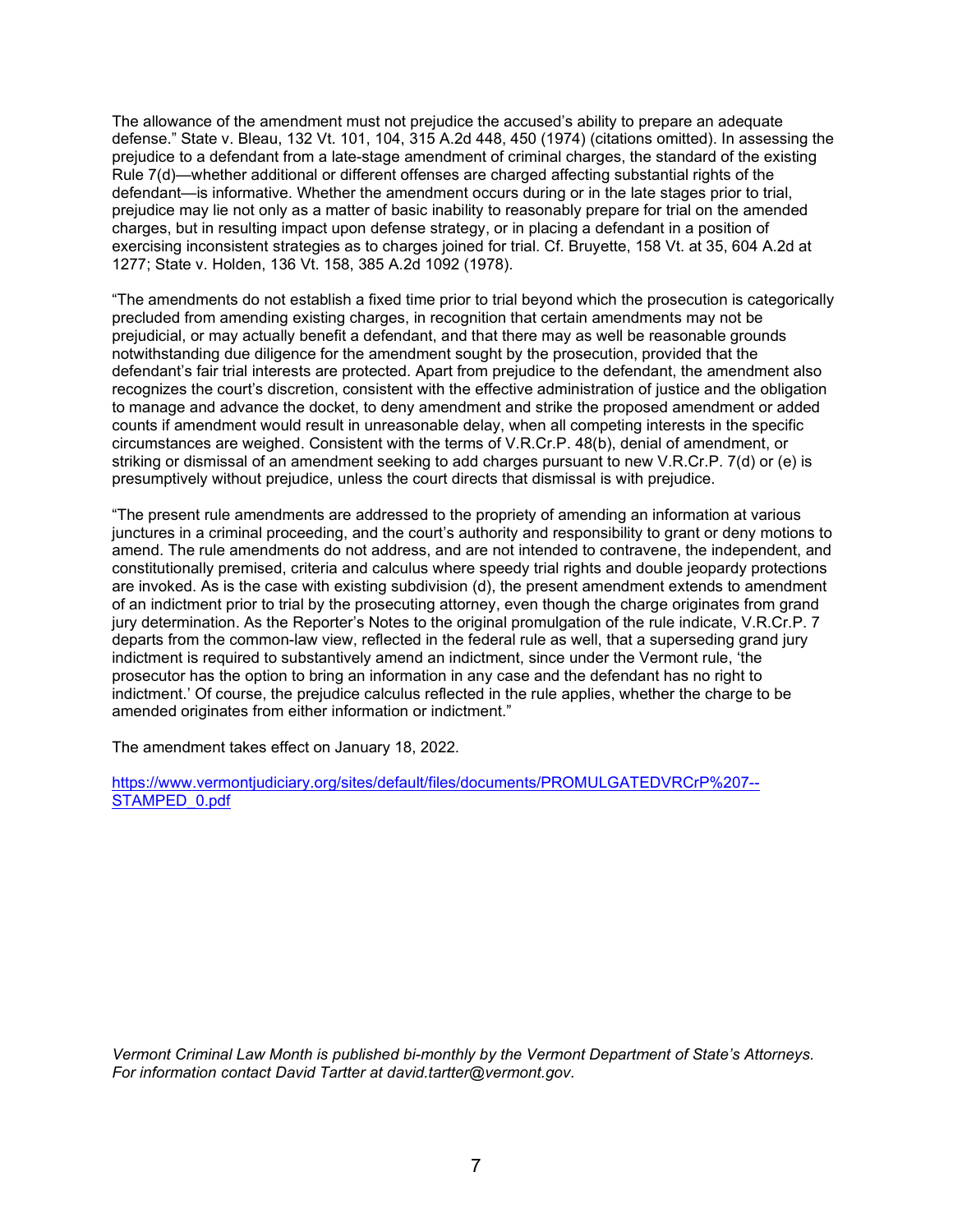The allowance of the amendment must not prejudice the accused's ability to prepare an adequate defense." State v. Bleau, 132 Vt. 101, 104, 315 A.2d 448, 450 (1974) (citations omitted). In assessing the prejudice to a defendant from a late-stage amendment of criminal charges, the standard of the existing Rule 7(d)—whether additional or different offenses are charged affecting substantial rights of the defendant—is informative. Whether the amendment occurs during or in the late stages prior to trial, prejudice may lie not only as a matter of basic inability to reasonably prepare for trial on the amended charges, but in resulting impact upon defense strategy, or in placing a defendant in a position of exercising inconsistent strategies as to charges joined for trial. Cf. Bruyette, 158 Vt. at 35, 604 A.2d at 1277; State v. Holden, 136 Vt. 158, 385 A.2d 1092 (1978).

"The amendments do not establish a fixed time prior to trial beyond which the prosecution is categorically precluded from amending existing charges, in recognition that certain amendments may not be prejudicial, or may actually benefit a defendant, and that there may as well be reasonable grounds notwithstanding due diligence for the amendment sought by the prosecution, provided that the defendant's fair trial interests are protected. Apart from prejudice to the defendant, the amendment also recognizes the court's discretion, consistent with the effective administration of justice and the obligation to manage and advance the docket, to deny amendment and strike the proposed amendment or added counts if amendment would result in unreasonable delay, when all competing interests in the specific circumstances are weighed. Consistent with the terms of V.R.Cr.P. 48(b), denial of amendment, or striking or dismissal of an amendment seeking to add charges pursuant to new V.R.Cr.P. 7(d) or (e) is presumptively without prejudice, unless the court directs that dismissal is with prejudice.

"The present rule amendments are addressed to the propriety of amending an information at various junctures in a criminal proceeding, and the court's authority and responsibility to grant or deny motions to amend. The rule amendments do not address, and are not intended to contravene, the independent, and constitutionally premised, criteria and calculus where speedy trial rights and double jeopardy protections are invoked. As is the case with existing subdivision (d), the present amendment extends to amendment of an indictment prior to trial by the prosecuting attorney, even though the charge originates from grand jury determination. As the Reporter's Notes to the original promulgation of the rule indicate, V.R.Cr.P. 7 departs from the common-law view, reflected in the federal rule as well, that a superseding grand jury indictment is required to substantively amend an indictment, since under the Vermont rule, 'the prosecutor has the option to bring an information in any case and the defendant has no right to indictment.' Of course, the prejudice calculus reflected in the rule applies, whether the charge to be amended originates from either information or indictment."

The amendment takes effect on January 18, 2022.

https://www.vermontjudiciary.org/sites/default/files/documents/PROMULGATEDVRCrP%207--STAMPED_0.pdf

*Vermont Criminal Law Month is published bi-monthly by the Vermont Department of State's Attorneys. For information contact David Tartter at david.tartter@vermont.gov.*